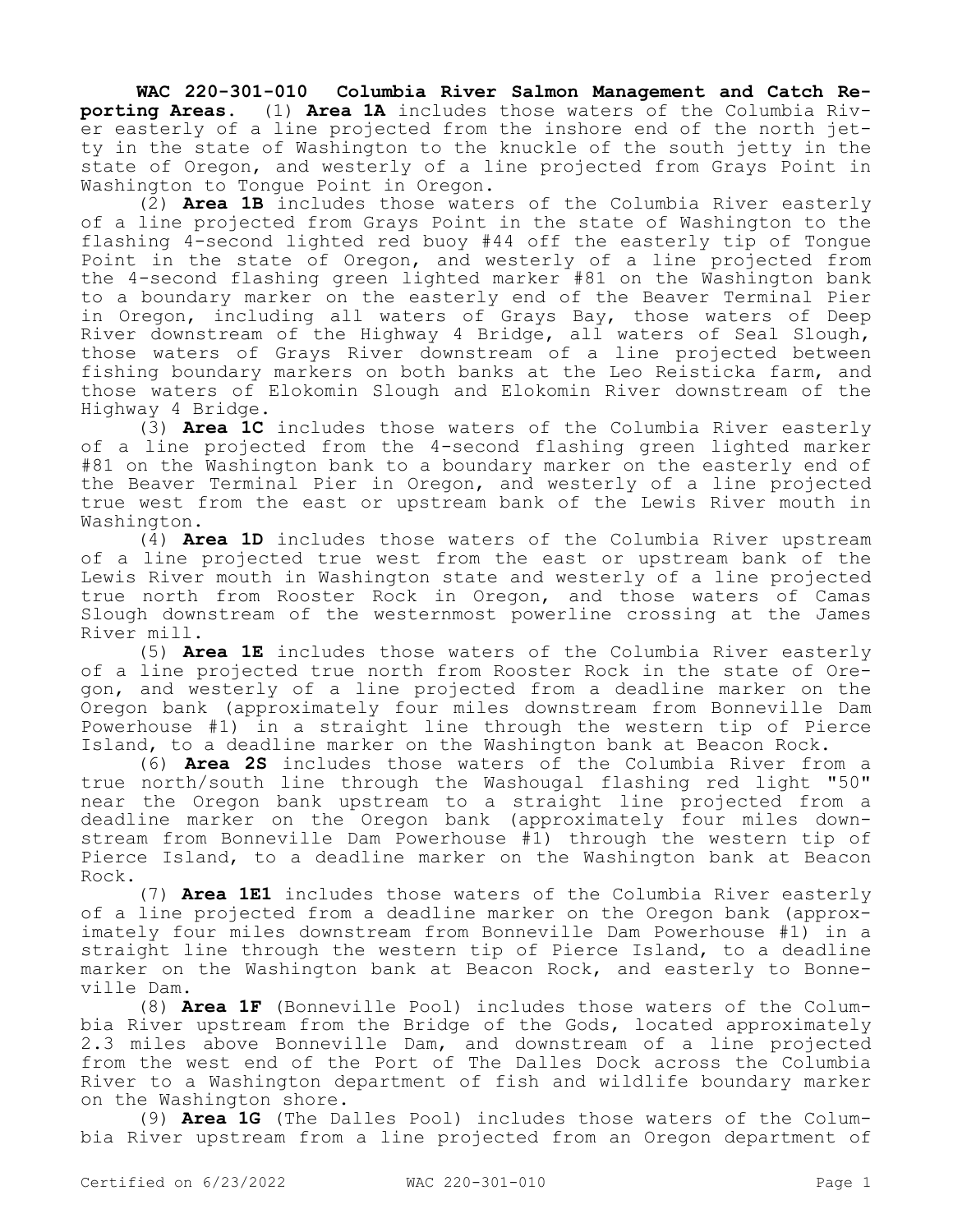**WAC 220-301-010 Columbia River Salmon Management and Catch Reporting Areas.** (1) **Area 1A** includes those waters of the Columbia River easterly of a line projected from the inshore end of the north jetty in the state of Washington to the knuckle of the south jetty in the state of Oregon, and westerly of a line projected from Grays Point in Washington to Tongue Point in Oregon.

(2) **Area 1B** includes those waters of the Columbia River easterly of a line projected from Grays Point in the state of Washington to the flashing 4-second lighted red buoy #44 off the easterly tip of Tongue Point in the state of Oregon, and westerly of a line projected from the 4-second flashing green lighted marker #81 on the Washington bank to a boundary marker on the easterly end of the Beaver Terminal Pier in Oregon, including all waters of Grays Bay, those waters of Deep River downstream of the Highway 4 Bridge, all waters of Seal Slough, those waters of Grays River downstream of a line projected between fishing boundary markers on both banks at the Leo Reisticka farm, and those waters of Elokomin Slough and Elokomin River downstream of the Highway 4 Bridge.

(3) **Area 1C** includes those waters of the Columbia River easterly of a line projected from the 4-second flashing green lighted marker #81 on the Washington bank to a boundary marker on the easterly end of the Beaver Terminal Pier in Oregon, and westerly of a line projected true west from the east or upstream bank of the Lewis River mouth in Washington.

(4) **Area 1D** includes those waters of the Columbia River upstream of a line projected true west from the east or upstream bank of the Lewis River mouth in Washington state and westerly of a line projected true north from Rooster Rock in Oregon, and those waters of Camas Slough downstream of the westernmost powerline crossing at the James River mill.

(5) **Area 1E** includes those waters of the Columbia River easterly of a line projected true north from Rooster Rock in the state of Oregon, and westerly of a line projected from a deadline marker on the Oregon bank (approximately four miles downstream from Bonneville Dam Powerhouse #1) in a straight line through the western tip of Pierce Island, to a deadline marker on the Washington bank at Beacon Rock.

(6) **Area 2S** includes those waters of the Columbia River from a true north/south line through the Washougal flashing red light "50" near the Oregon bank upstream to a straight line projected from a deadline marker on the Oregon bank (approximately four miles downstream from Bonneville Dam Powerhouse #1) through the western tip of Pierce Island, to a deadline marker on the Washington bank at Beacon Rock.

(7) **Area 1E1** includes those waters of the Columbia River easterly of a line projected from a deadline marker on the Oregon bank (approximately four miles downstream from Bonneville Dam Powerhouse #1) in a straight line through the western tip of Pierce Island, to a deadline marker on the Washington bank at Beacon Rock, and easterly to Bonneville Dam.

(8) **Area 1F** (Bonneville Pool) includes those waters of the Columbia River upstream from the Bridge of the Gods, located approximately 2.3 miles above Bonneville Dam, and downstream of a line projected from the west end of the Port of The Dalles Dock across the Columbia River to a Washington department of fish and wildlife boundary marker on the Washington shore.

(9) **Area 1G** (The Dalles Pool) includes those waters of the Columbia River upstream from a line projected from an Oregon department of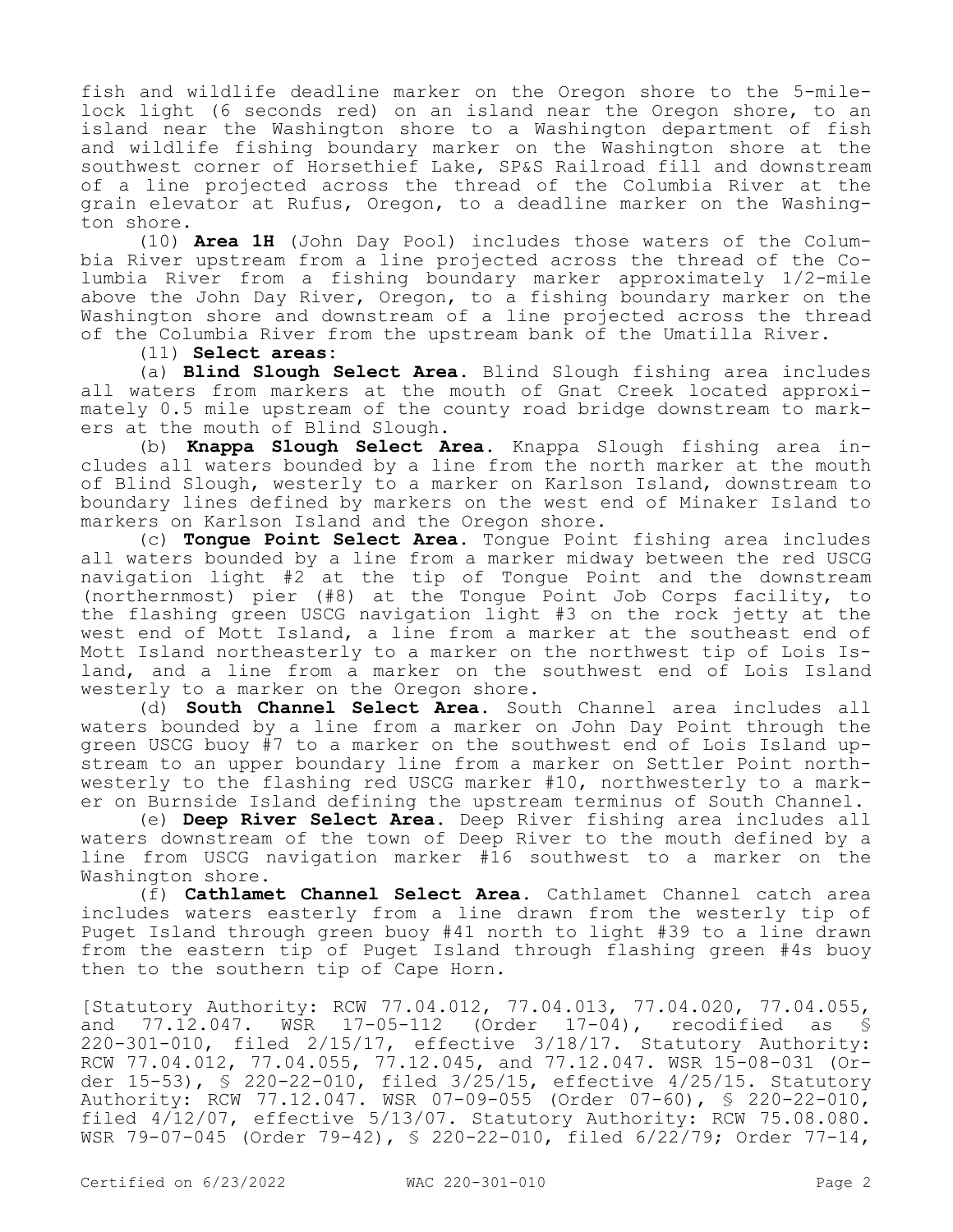fish and wildlife deadline marker on the Oregon shore to the 5-mile-lock light (6 seconds red) on an island near the Oregon shore, to an island near the Washington shore to a Washington department of fish and wildlife fishing boundary marker on the Washington shore at the southwest corner of Horsethief Lake, SP&S Railroad fill and downstream of a line projected across the thread of the Columbia River at the grain elevator at Rufus, Oregon, to a deadline marker on the Washington shore.

(10) **Area 1H** (John Day Pool) includes those waters of the Columbia River upstream from a line projected across the thread of the Columbia River from a fishing boundary marker approximately 1/2-mile above the John Day River, Oregon, to a fishing boundary marker on the Washington shore and downstream of a line projected across the thread of the Columbia River from the upstream bank of the Umatilla River.

(11) **Select areas:**

(a) **Blind Slough Select Area.** Blind Slough fishing area includes all waters from markers at the mouth of Gnat Creek located approximately 0.5 mile upstream of the county road bridge downstream to markers at the mouth of Blind Slough.

(b) **Knappa Slough Select Area.** Knappa Slough fishing area includes all waters bounded by a line from the north marker at the mouth of Blind Slough, westerly to a marker on Karlson Island, downstream to boundary lines defined by markers on the west end of Minaker Island to markers on Karlson Island and the Oregon shore.

(c) **Tongue Point Select Area.** Tongue Point fishing area includes all waters bounded by a line from a marker midway between the red USCG navigation light #2 at the tip of Tongue Point and the downstream (northernmost) pier (#8) at the Tongue Point Job Corps facility, to the flashing green USCG navigation light #3 on the rock jetty at the west end of Mott Island, a line from a marker at the southeast end of Mott Island northeasterly to a marker on the northwest tip of Lois Island, and a line from a marker on the southwest end of Lois Island westerly to a marker on the Oregon shore.

(d) **South Channel Select Area.** South Channel area includes all waters bounded by a line from a marker on John Day Point through the green USCG buoy #7 to a marker on the southwest end of Lois Island upstream to an upper boundary line from a marker on Settler Point northwesterly to the flashing red USCG marker #10, northwesterly to a marker on Burnside Island defining the upstream terminus of South Channel.

(e) **Deep River Select Area.** Deep River fishing area includes all waters downstream of the town of Deep River to the mouth defined by a line from USCG navigation marker #16 southwest to a marker on the Washington shore.

(f) **Cathlamet Channel Select Area.** Cathlamet Channel catch area includes waters easterly from a line drawn from the westerly tip of Puget Island through green buoy #41 north to light #39 to a line drawn from the eastern tip of Puget Island through flashing green #4s buoy then to the southern tip of Cape Horn.

[Statutory Authority: RCW 77.04.012, 77.04.013, 77.04.020, 77.04.055, and 77.12.047. WSR 17-05-112 (Order 17-04), recodified as § 220-301-010, filed 2/15/17, effective 3/18/17. Statutory Authority: RCW 77.04.012, 77.04.055, 77.12.045, and 77.12.047. WSR 15-08-031 (Order 15-53), § 220-22-010, filed 3/25/15, effective 4/25/15. Statutory Authority: RCW 77.12.047. WSR 07-09-055 (Order 07-60), § 220-22-010, filed 4/12/07, effective 5/13/07. Statutory Authority: RCW 75.08.080. WSR 79-07-045 (Order 79-42), § 220-22-010, filed 6/22/79; Order 77-14,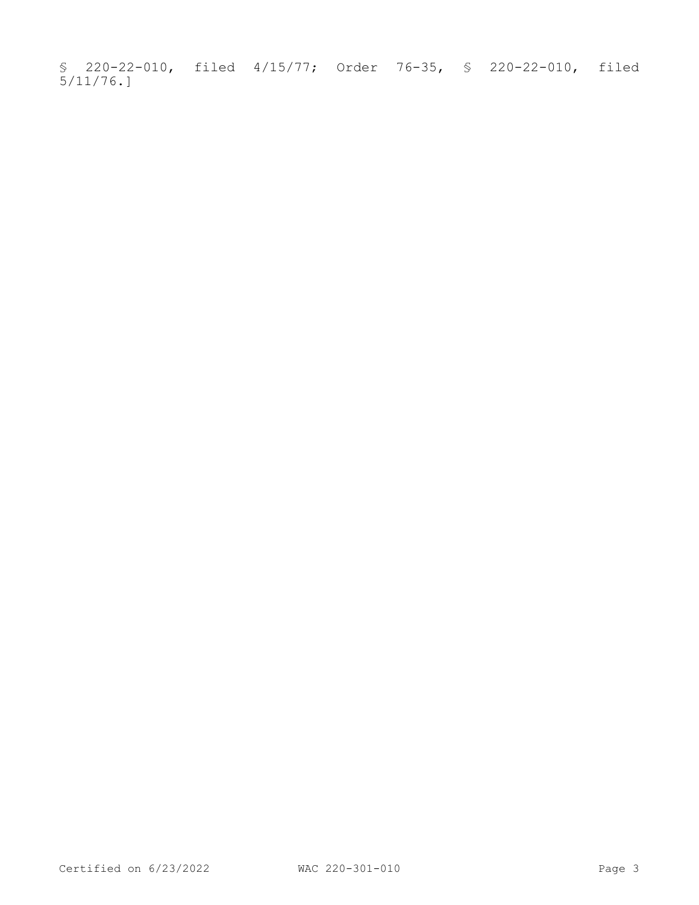§ 220-22-010, filed 4/15/77; Order 76-35, § 220-22-010, filed 5/11/76.]